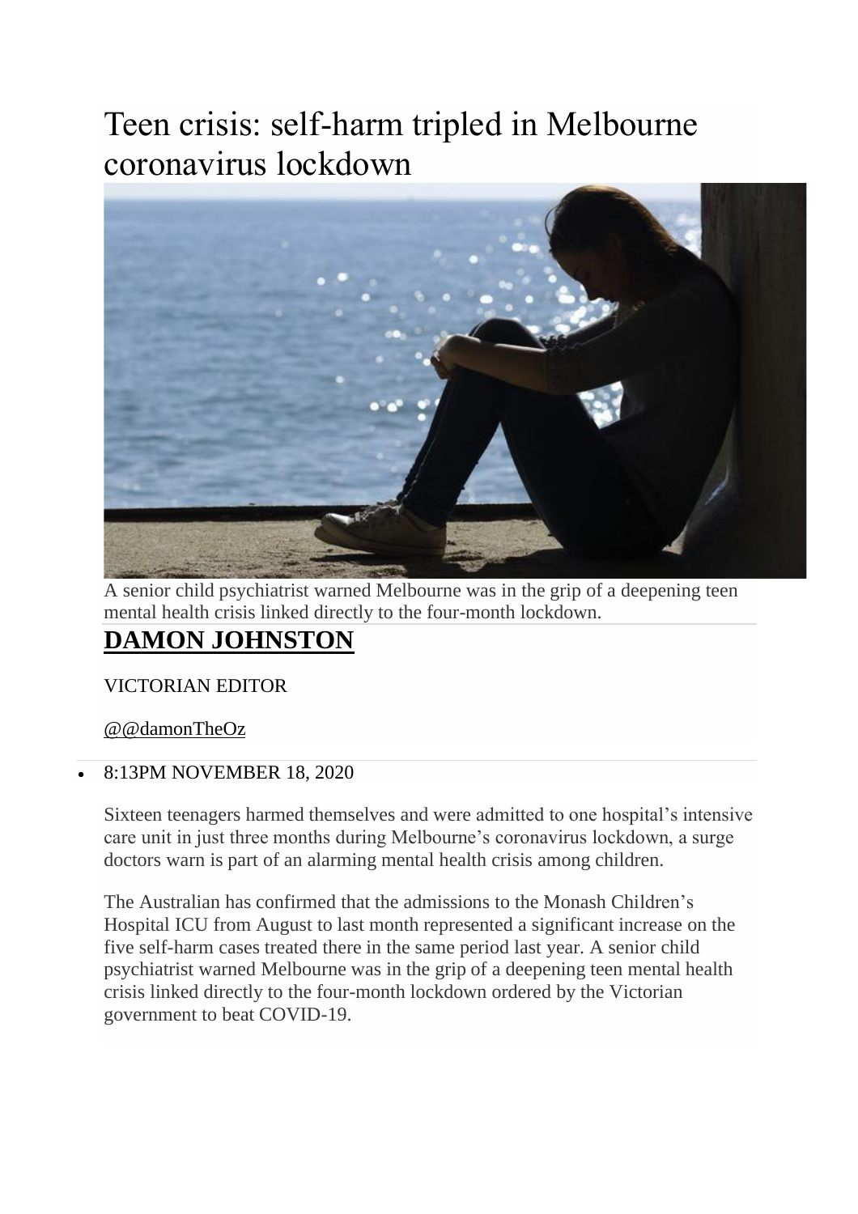# Teen crisis: self-harm tripled in Melbourne coronavirus lockdown

A senior child psychiatrist warned Melbourne was in the grip of a deepening teen mental health crisis linked directly to the four-month lockdown.

## DAMON JOHNSTON

VICTORIAN EDITOR

@@damonTheOz

- 8:13PM NOVEMBER 18, 2020

Sixteen teenagers harmed themselves and were admitted to one hospital's intensive care unit in just three months during Melbourne's coronavirus lockdown, a surge doctors warn is part of an alarming mental health crisis among children.

The Australian has confirmed that the admissions to the Monash Children's Hospital ICU from August to last month represented a significant increase on the five self-harm cases treated there in the same period last year. A senior child psychiatrist warned Melbourne was in the grip of a deepening teen mental health crisis linked directly to the four-month lockdown ordered by the Victorian government to beat COVID-19.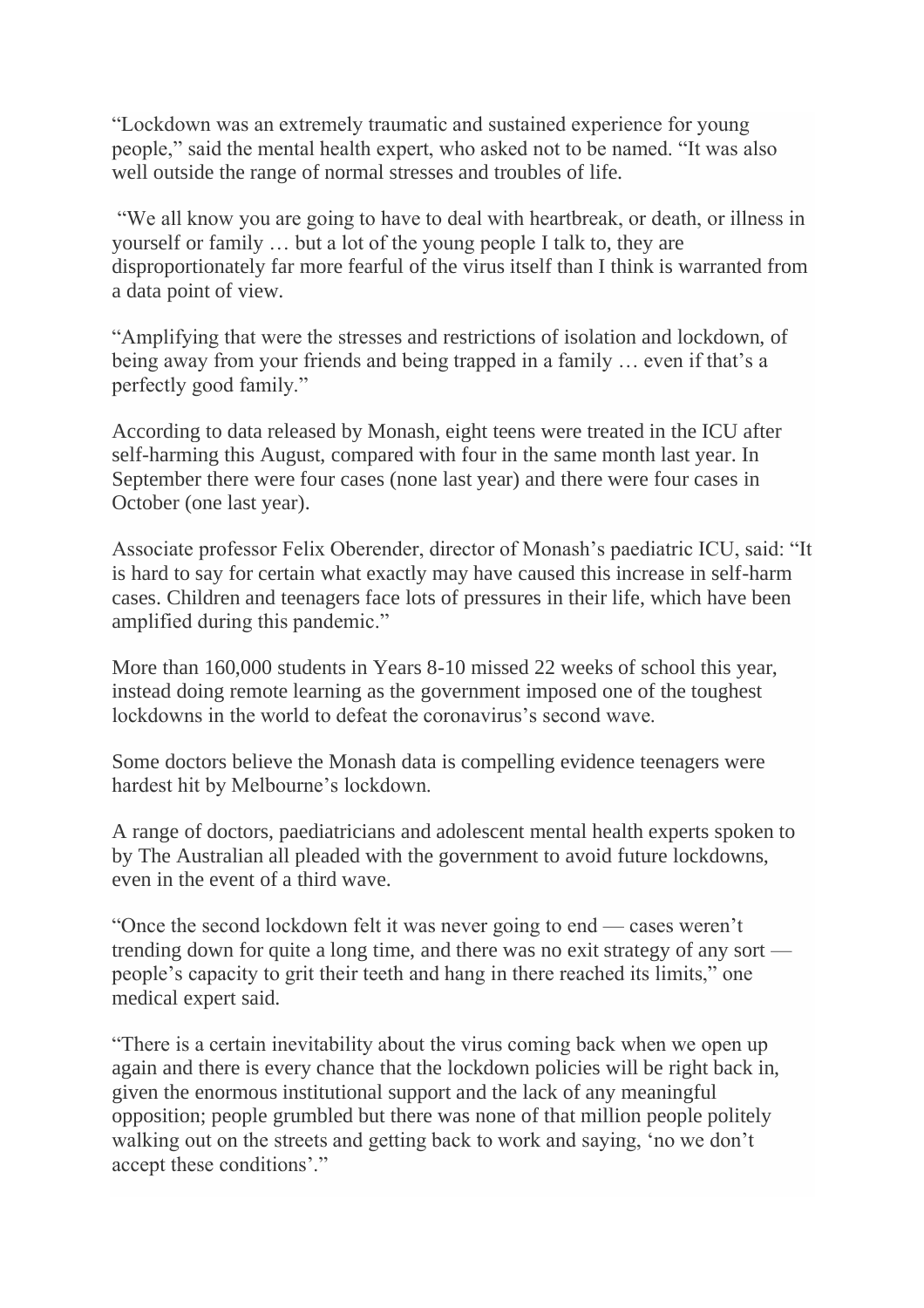"Lockdown was an extremely traumatic and sustained experience for young people," said the mental health expert, who asked not to be named. "It was also well outside the range of normal stresses and troubles of life.

"We all know you are going to have to deal with heartbreak, or death, or illness in yourself or family … but a lot of the young people I talk to, they are disproportionately far more fearful of the virus itself than I think is warranted from a data point of view.

"Amplifying that were the stresses and restrictions of isolation and lockdown, of being away from your friends and being trapped in a family … even if that's a perfectly good family."

According to data released by Monash, eight teens were treated in the ICU after self-harming this August, compared with four in the same month last year. In September there were four cases (none last year) and there were four cases in October (one last year).

Associate professor Felix Oberender, director of Monash's paediatric ICU, said: "It is hard to say for certain what exactly may have caused this increase in self-harm cases. Children and teenagers face lots of pressures in their life, which have been amplified during this pandemic."

More than 160,000 students in Years 8-10 missed 22 weeks of school this year, instead doing remote learning as the government imposed one of the toughest lockdowns in the world to defeat the coronavirus's second wave.

Some doctors believe the Monash data is compelling evidence teenagers were hardest hit by Melbourne's lockdown.

A range of doctors, paediatricians and adolescent mental health experts spoken to by The Australian all pleaded with the government to avoid future lockdowns, even in the event of a third wave.

"Once the second lockdown felt it was never going to end — cases weren't trending down for quite a long time, and there was no exit strategy of any sort — people's capacity to grit their teeth and hang in there reached its limits," one medical expert said.

"There is a certain inevitability about the virus coming back when we open up again and there is every chance that the lockdown policies will be right back in, given the enormous institutional support and the lack of any meaningful opposition; people grumbled but there was none of that million people politely walking out on the streets and getting back to work and saying, 'no we don't accept these conditions'."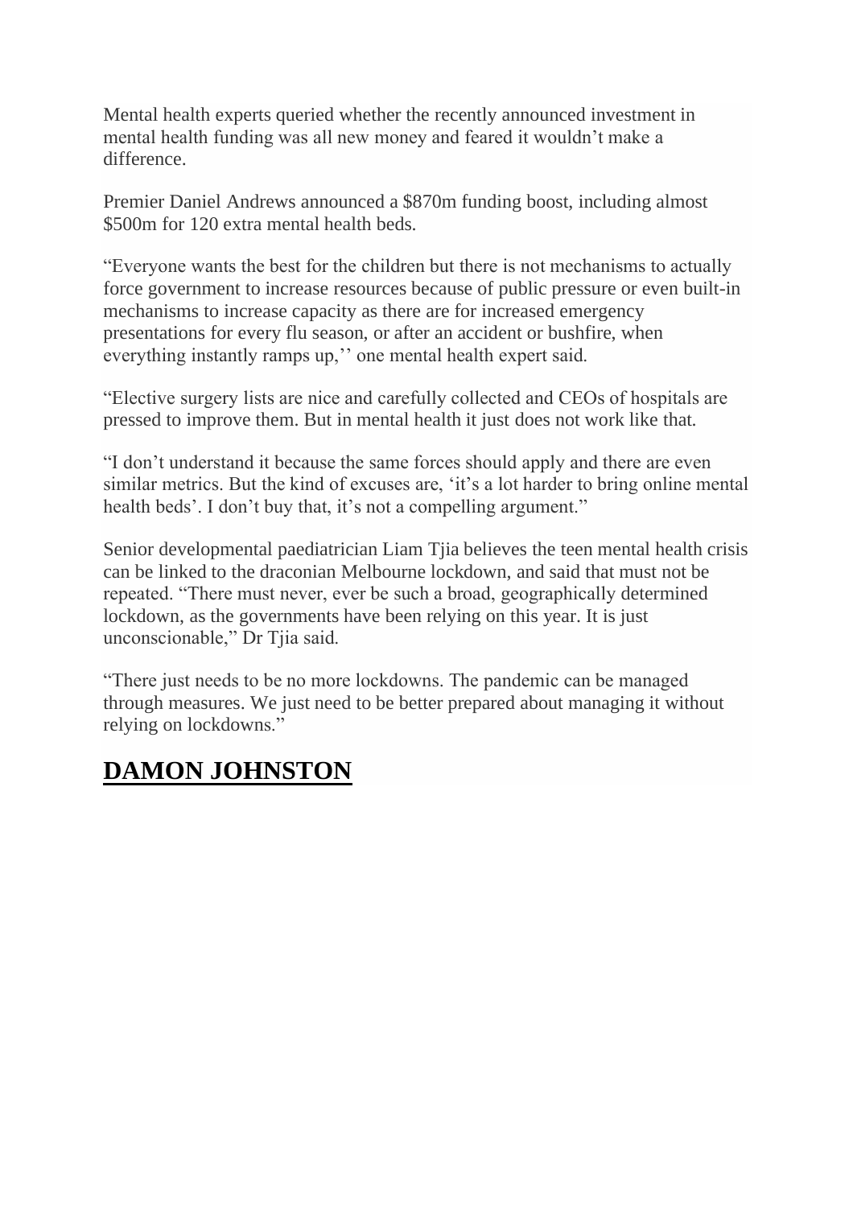Mental health experts queried whether the recently announced investment in mental health funding was all new money and feared it wouldn't make a difference.

Premier Daniel Andrews announced a $870m funding boost, including almost $500m for 120 extra mental health beds.

"Everyone wants the best for the children but there is not mechanisms to actually force government to increase resources because of public pressure or even built-in mechanisms to increase capacity as there are for increased emergency presentations for every flu season, or after an accident or bushfire, when everything instantly ramps up,'' one mental health expert said.

"Elective surgery lists are nice and carefully collected and CEOs of hospitals are pressed to improve them. But in mental health it just does not work like that.

"I don't understand it because the same forces should apply and there are even similar metrics. But the kind of excuses are, 'it's a lot harder to bring online mental health beds'. I don't buy that, it's not a compelling argument."

Senior developmental paediatrician Liam Tjia believes the teen mental health crisis can be linked to the draconian Melbourne lockdown, and said that must not be repeated. "There must never, ever be such a broad, geographically determined lockdown, as the governments have been relying on this year. It is just unconscionable," Dr Tjia said.

"There just needs to be no more lockdowns. The pandemic can be managed through measures. We just need to be better prepared about managing it without relying on lockdowns."

## DAMON JOHNSTON